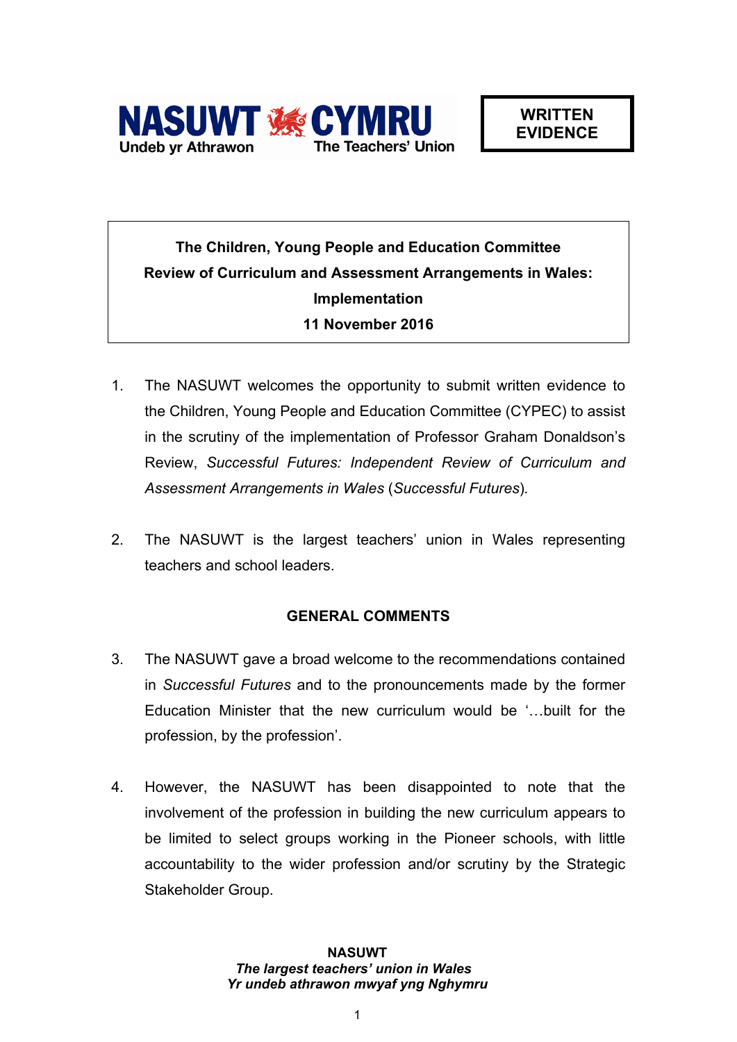NASUWT CYMRU
Undeb yr Athrawon — The Teachers' Union

**WRITTEN EVIDENCE**

**The Children, Young People and Education Committee**
**Review of Curriculum and Assessment Arrangements in Wales: Implementation**
**11 November 2016**

1. The NASUWT welcomes the opportunity to submit written evidence to the Children, Young People and Education Committee (CYPEC) to assist in the scrutiny of the implementation of Professor Graham Donaldson's Review, *Successful Futures: Independent Review of Curriculum and Assessment Arrangements in Wales* (*Successful Futures*).

2. The NASUWT is the largest teachers' union in Wales representing teachers and school leaders.

## GENERAL COMMENTS

3. The NASUWT gave a broad welcome to the recommendations contained in *Successful Futures* and to the pronouncements made by the former Education Minister that the new curriculum would be '…built for the profession, by the profession'.

4. However, the NASUWT has been disappointed to note that the involvement of the profession in building the new curriculum appears to be limited to select groups working in the Pioneer schools, with little accountability to the wider profession and/or scrutiny by the Strategic Stakeholder Group.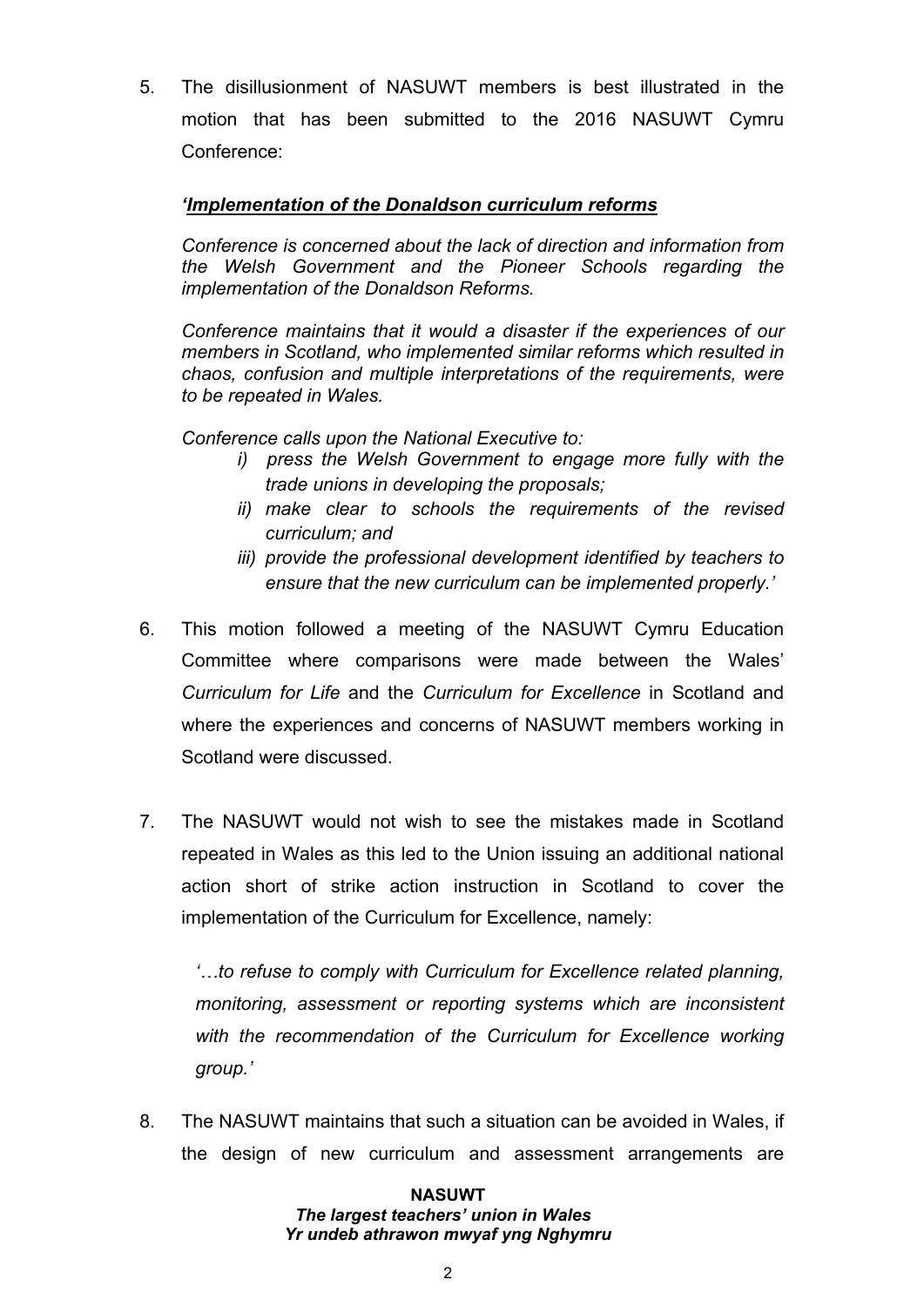5. The disillusionment of NASUWT members is best illustrated in the motion that has been submitted to the 2016 NASUWT Cymru Conference:

   *'__Implementation of the Donaldson curriculum reforms__*

   *Conference is concerned about the lack of direction and information from the Welsh Government and the Pioneer Schools regarding the implementation of the Donaldson Reforms.*

   *Conference maintains that it would a disaster if the experiences of our members in Scotland, who implemented similar reforms which resulted in chaos, confusion and multiple interpretations of the requirements, were to be repeated in Wales.*

   *Conference calls upon the National Executive to:*

   *i) press the Welsh Government to engage more fully with the trade unions in developing the proposals;*

   *ii) make clear to schools the requirements of the revised curriculum; and*

   *iii) provide the professional development identified by teachers to ensure that the new curriculum can be implemented properly.'*

6. This motion followed a meeting of the NASUWT Cymru Education Committee where comparisons were made between the Wales' *Curriculum for Life* and the *Curriculum for Excellence* in Scotland and where the experiences and concerns of NASUWT members working in Scotland were discussed.

7. The NASUWT would not wish to see the mistakes made in Scotland repeated in Wales as this led to the Union issuing an additional national action short of strike action instruction in Scotland to cover the implementation of the Curriculum for Excellence, namely:

   *'…to refuse to comply with Curriculum for Excellence related planning, monitoring, assessment or reporting systems which are inconsistent with the recommendation of the Curriculum for Excellence working group.'*

8. The NASUWT maintains that such a situation can be avoided in Wales, if the design of new curriculum and assessment arrangements are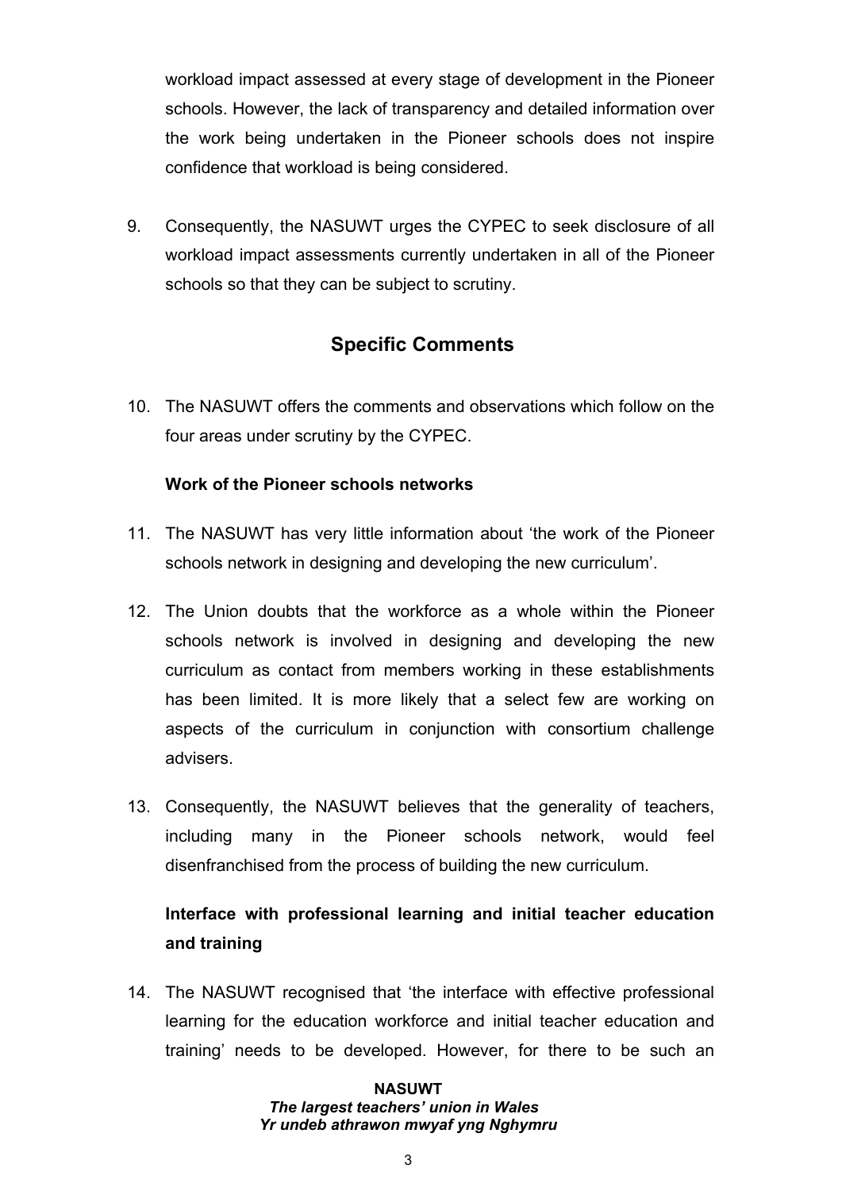workload impact assessed at every stage of development in the Pioneer schools. However, the lack of transparency and detailed information over the work being undertaken in the Pioneer schools does not inspire confidence that workload is being considered.

9. Consequently, the NASUWT urges the CYPEC to seek disclosure of all workload impact assessments currently undertaken in all of the Pioneer schools so that they can be subject to scrutiny.

## Specific Comments

10. The NASUWT offers the comments and observations which follow on the four areas under scrutiny by the CYPEC.

**Work of the Pioneer schools networks**

11. The NASUWT has very little information about 'the work of the Pioneer schools network in designing and developing the new curriculum'.

12. The Union doubts that the workforce as a whole within the Pioneer schools network is involved in designing and developing the new curriculum as contact from members working in these establishments has been limited. It is more likely that a select few are working on aspects of the curriculum in conjunction with consortium challenge advisers.

13. Consequently, the NASUWT believes that the generality of teachers, including many in the Pioneer schools network, would feel disenfranchised from the process of building the new curriculum.

**Interface with professional learning and initial teacher education and training**

14. The NASUWT recognised that 'the interface with effective professional learning for the education workforce and initial teacher education and training' needs to be developed. However, for there to be such an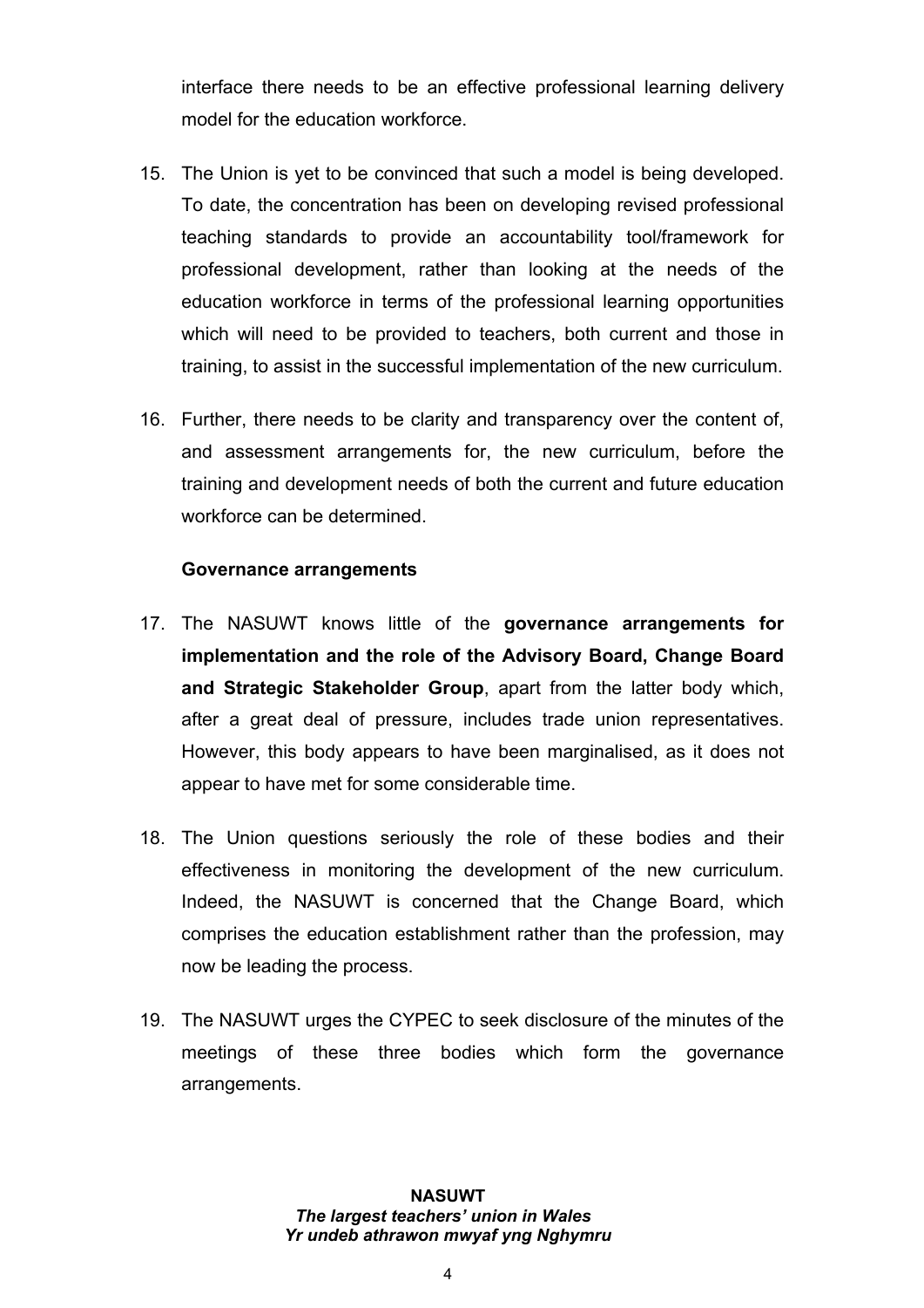interface there needs to be an effective professional learning delivery model for the education workforce.

15. The Union is yet to be convinced that such a model is being developed. To date, the concentration has been on developing revised professional teaching standards to provide an accountability tool/framework for professional development, rather than looking at the needs of the education workforce in terms of the professional learning opportunities which will need to be provided to teachers, both current and those in training, to assist in the successful implementation of the new curriculum.

16. Further, there needs to be clarity and transparency over the content of, and assessment arrangements for, the new curriculum, before the training and development needs of both the current and future education workforce can be determined.

**Governance arrangements**

17. The NASUWT knows little of the **governance arrangements for implementation and the role of the Advisory Board, Change Board and Strategic Stakeholder Group**, apart from the latter body which, after a great deal of pressure, includes trade union representatives. However, this body appears to have been marginalised, as it does not appear to have met for some considerable time.

18. The Union questions seriously the role of these bodies and their effectiveness in monitoring the development of the new curriculum. Indeed, the NASUWT is concerned that the Change Board, which comprises the education establishment rather than the profession, may now be leading the process.

19. The NASUWT urges the CYPEC to seek disclosure of the minutes of the meetings of these three bodies which form the governance arrangements.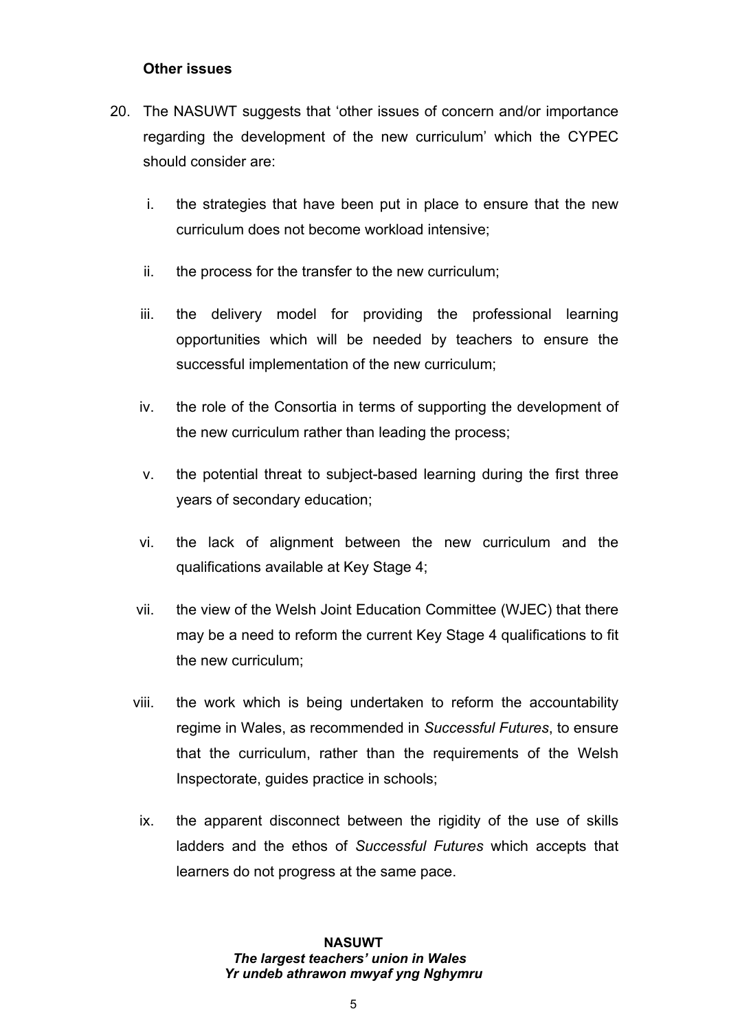**Other issues**

20. The NASUWT suggests that 'other issues of concern and/or importance regarding the development of the new curriculum' which the CYPEC should consider are:

    i. the strategies that have been put in place to ensure that the new curriculum does not become workload intensive;

    ii. the process for the transfer to the new curriculum;

    iii. the delivery model for providing the professional learning opportunities which will be needed by teachers to ensure the successful implementation of the new curriculum;

    iv. the role of the Consortia in terms of supporting the development of the new curriculum rather than leading the process;

    v. the potential threat to subject-based learning during the first three years of secondary education;

    vi. the lack of alignment between the new curriculum and the qualifications available at Key Stage 4;

    vii. the view of the Welsh Joint Education Committee (WJEC) that there may be a need to reform the current Key Stage 4 qualifications to fit the new curriculum;

    viii. the work which is being undertaken to reform the accountability regime in Wales, as recommended in *Successful Futures*, to ensure that the curriculum, rather than the requirements of the Welsh Inspectorate, guides practice in schools;

    ix. the apparent disconnect between the rigidity of the use of skills ladders and the ethos of *Successful Futures* which accepts that learners do not progress at the same pace.

**NASUWT**
***The largest teachers' union in Wales***
***Yr undeb athrawon mwyaf yng Nghymru***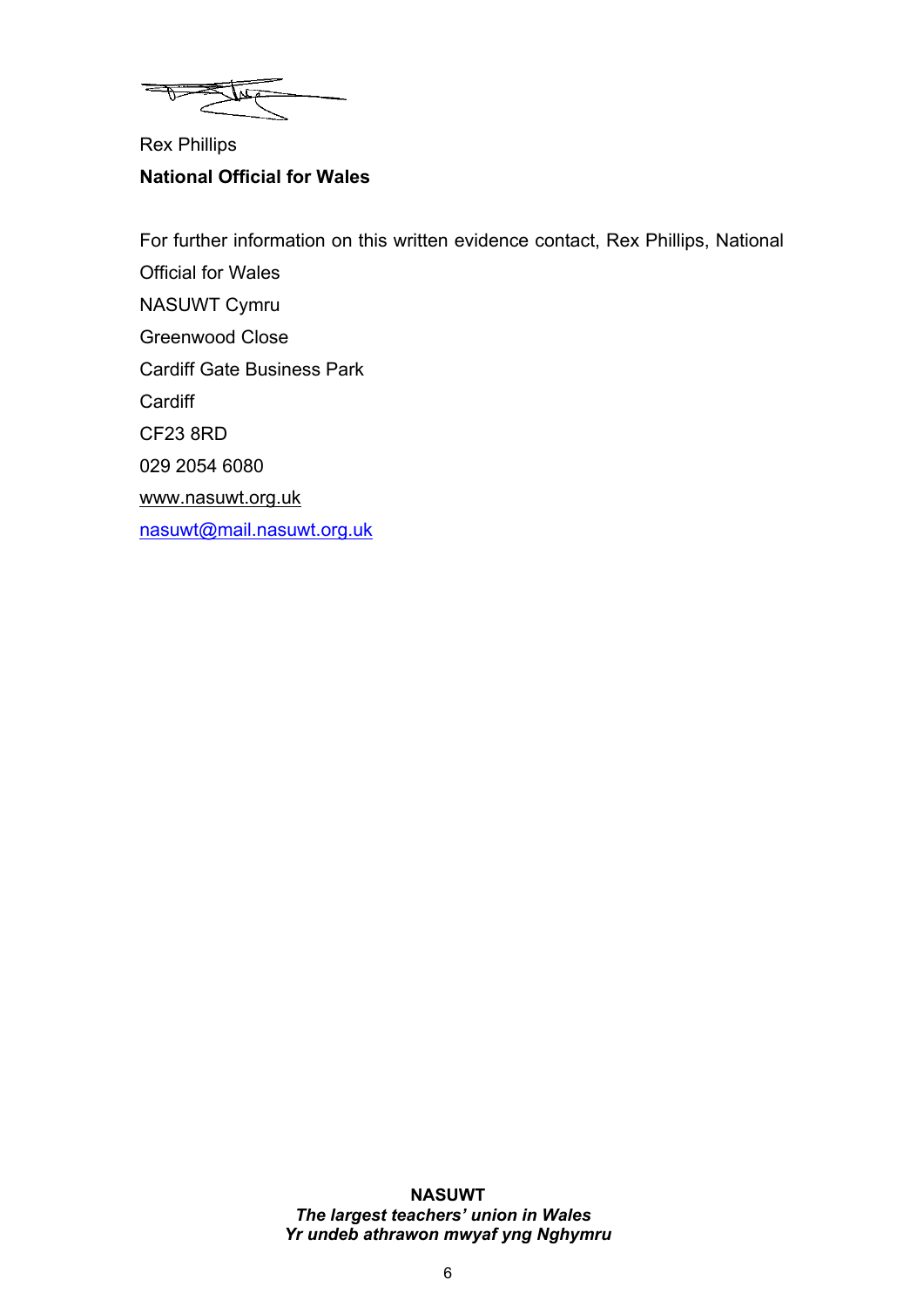Rex Phillips

**National Official for Wales**

For further information on this written evidence contact, Rex Phillips, National Official for Wales
NASUWT Cymru
Greenwood Close
Cardiff Gate Business Park
Cardiff
CF23 8RD
029 2054 6080
www.nasuwt.org.uk
nasuwt@mail.nasuwt.org.uk